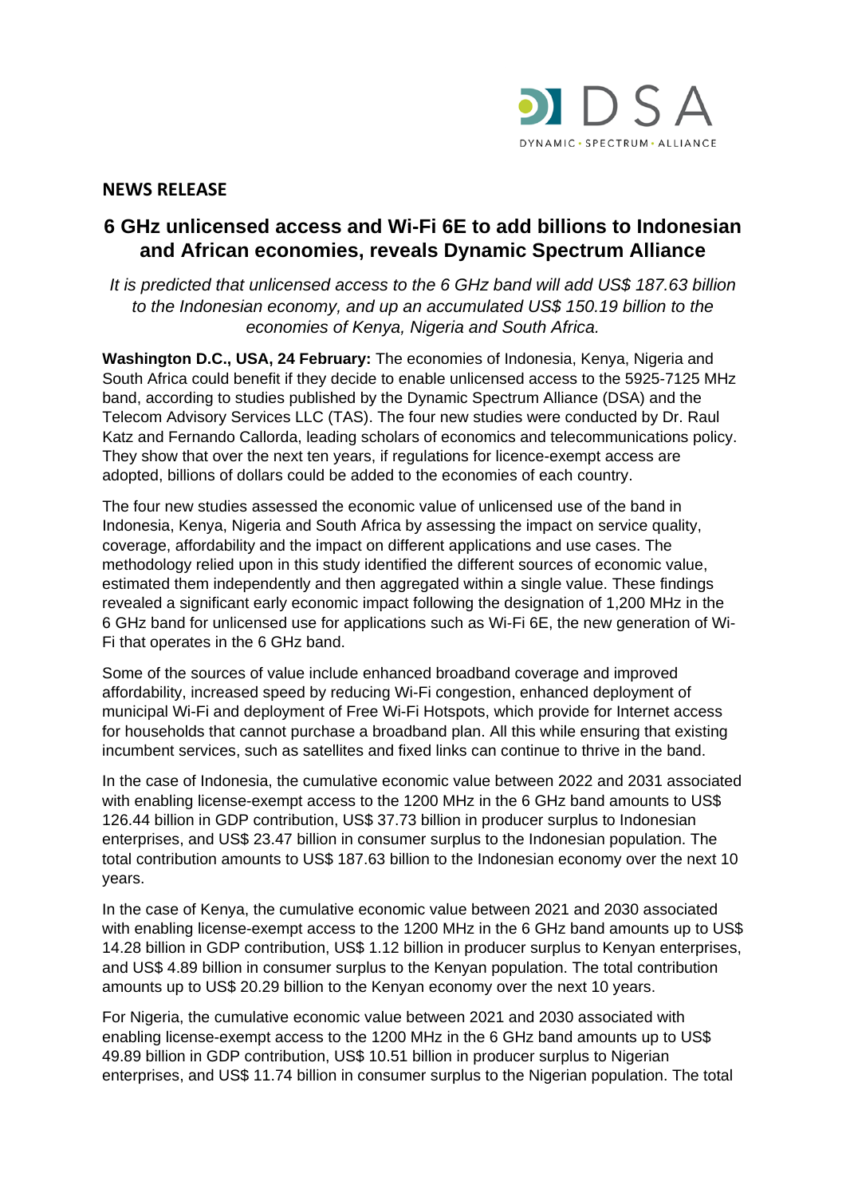**NEWS RELEASE**

## 6 GHz unlicensed access and Wi-Fi 6E to add billions to Indonesian and African economies, reveals Dynamic Spectrum Alliance

*It is predicted that unlicensed access to the 6 GHz band will add US$ 187.63 billion to the Indonesian economy, and up an accumulated US$ 150.19 billion to the economies of Kenya, Nigeria and South Africa.*

**Washington D.C., USA, 24 February:** The economies of Indonesia, Kenya, Nigeria and South Africa could benefit if they decide to enable unlicensed access to the 5925-7125 MHz band, according to studies published by the Dynamic Spectrum Alliance (DSA) and the Telecom Advisory Services LLC (TAS). The four new studies were conducted by Dr. Raul Katz and Fernando Callorda, leading scholars of economics and telecommunications policy. They show that over the next ten years, if regulations for licence-exempt access are adopted, billions of dollars could be added to the economies of each country.

The four new studies assessed the economic value of unlicensed use of the band in Indonesia, Kenya, Nigeria and South Africa by assessing the impact on service quality, coverage, affordability and the impact on different applications and use cases. The methodology relied upon in this study identified the different sources of economic value, estimated them independently and then aggregated within a single value. These findings revealed a significant early economic impact following the designation of 1,200 MHz in the 6 GHz band for unlicensed use for applications such as Wi-Fi 6E, the new generation of Wi-Fi that operates in the 6 GHz band.

Some of the sources of value include enhanced broadband coverage and improved affordability, increased speed by reducing Wi-Fi congestion, enhanced deployment of municipal Wi-Fi and deployment of Free Wi-Fi Hotspots, which provide for Internet access for households that cannot purchase a broadband plan. All this while ensuring that existing incumbent services, such as satellites and fixed links can continue to thrive in the band.

In the case of Indonesia, the cumulative economic value between 2022 and 2031 associated with enabling license-exempt access to the 1200 MHz in the 6 GHz band amounts to US$ 126.44 billion in GDP contribution, US$ 37.73 billion in producer surplus to Indonesian enterprises, and US$ 23.47 billion in consumer surplus to the Indonesian population. The total contribution amounts to US$ 187.63 billion to the Indonesian economy over the next 10 years.

In the case of Kenya, the cumulative economic value between 2021 and 2030 associated with enabling license-exempt access to the 1200 MHz in the 6 GHz band amounts up to US$ 14.28 billion in GDP contribution, US$ 1.12 billion in producer surplus to Kenyan enterprises, and US$ 4.89 billion in consumer surplus to the Kenyan population. The total contribution amounts up to US$ 20.29 billion to the Kenyan economy over the next 10 years.

For Nigeria, the cumulative economic value between 2021 and 2030 associated with enabling license-exempt access to the 1200 MHz in the 6 GHz band amounts up to US$ 49.89 billion in GDP contribution, US$ 10.51 billion in producer surplus to Nigerian enterprises, and US$ 11.74 billion in consumer surplus to the Nigerian population. The total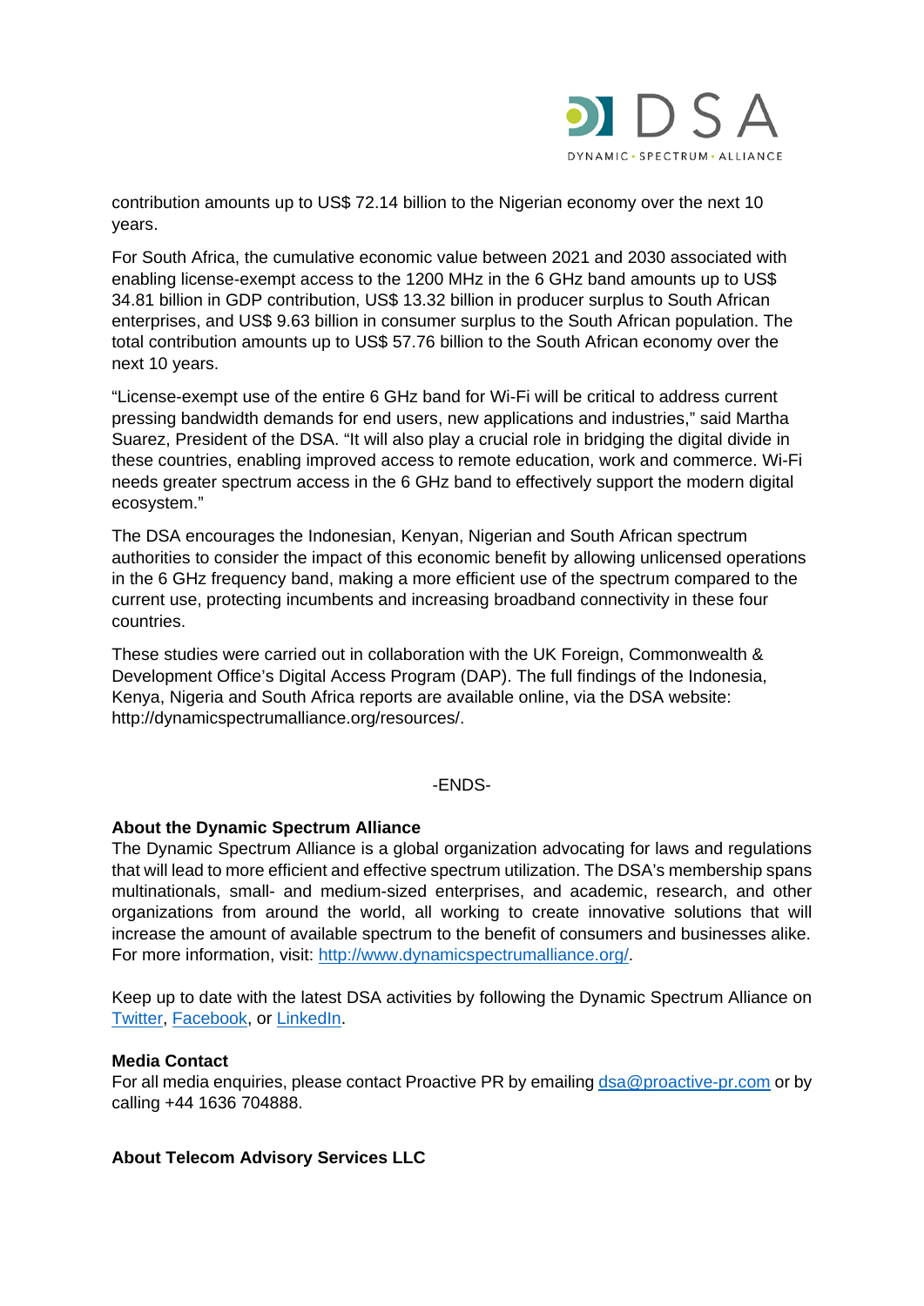contribution amounts up to US$ 72.14 billion to the Nigerian economy over the next 10 years.

For South Africa, the cumulative economic value between 2021 and 2030 associated with enabling license-exempt access to the 1200 MHz in the 6 GHz band amounts up to US$ 34.81 billion in GDP contribution, US$ 13.32 billion in producer surplus to South African enterprises, and US$ 9.63 billion in consumer surplus to the South African population. The total contribution amounts up to US$ 57.76 billion to the South African economy over the next 10 years.

"License-exempt use of the entire 6 GHz band for Wi-Fi will be critical to address current pressing bandwidth demands for end users, new applications and industries," said Martha Suarez, President of the DSA. "It will also play a crucial role in bridging the digital divide in these countries, enabling improved access to remote education, work and commerce. Wi-Fi needs greater spectrum access in the 6 GHz band to effectively support the modern digital ecosystem."

The DSA encourages the Indonesian, Kenyan, Nigerian and South African spectrum authorities to consider the impact of this economic benefit by allowing unlicensed operations in the 6 GHz frequency band, making a more efficient use of the spectrum compared to the current use, protecting incumbents and increasing broadband connectivity in these four countries.

These studies were carried out in collaboration with the UK Foreign, Commonwealth & Development Office's Digital Access Program (DAP). The full findings of the Indonesia, Kenya, Nigeria and South Africa reports are available online, via the DSA website: http://dynamicspectrumalliance.org/resources/.

-ENDS-

**About the Dynamic Spectrum Alliance**

The Dynamic Spectrum Alliance is a global organization advocating for laws and regulations that will lead to more efficient and effective spectrum utilization. The DSA's membership spans multinationals, small- and medium-sized enterprises, and academic, research, and other organizations from around the world, all working to create innovative solutions that will increase the amount of available spectrum to the benefit of consumers and businesses alike. For more information, visit: http://www.dynamicspectrumalliance.org/.

Keep up to date with the latest DSA activities by following the Dynamic Spectrum Alliance on Twitter, Facebook, or LinkedIn.

**Media Contact**

For all media enquiries, please contact Proactive PR by emailing dsa@proactive-pr.com or by calling +44 1636 704888.

**About Telecom Advisory Services LLC**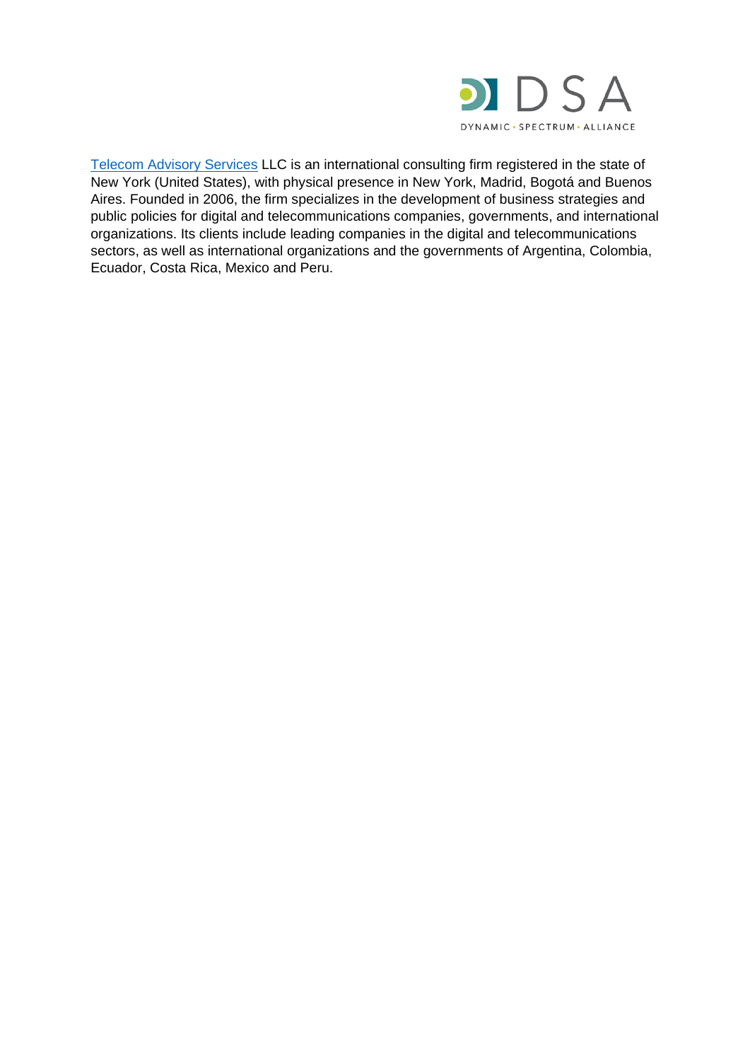Telecom Advisory Services LLC is an international consulting firm registered in the state of New York (United States), with physical presence in New York, Madrid, Bogotá and Buenos Aires. Founded in 2006, the firm specializes in the development of business strategies and public policies for digital and telecommunications companies, governments, and international organizations. Its clients include leading companies in the digital and telecommunications sectors, as well as international organizations and the governments of Argentina, Colombia, Ecuador, Costa Rica, Mexico and Peru.